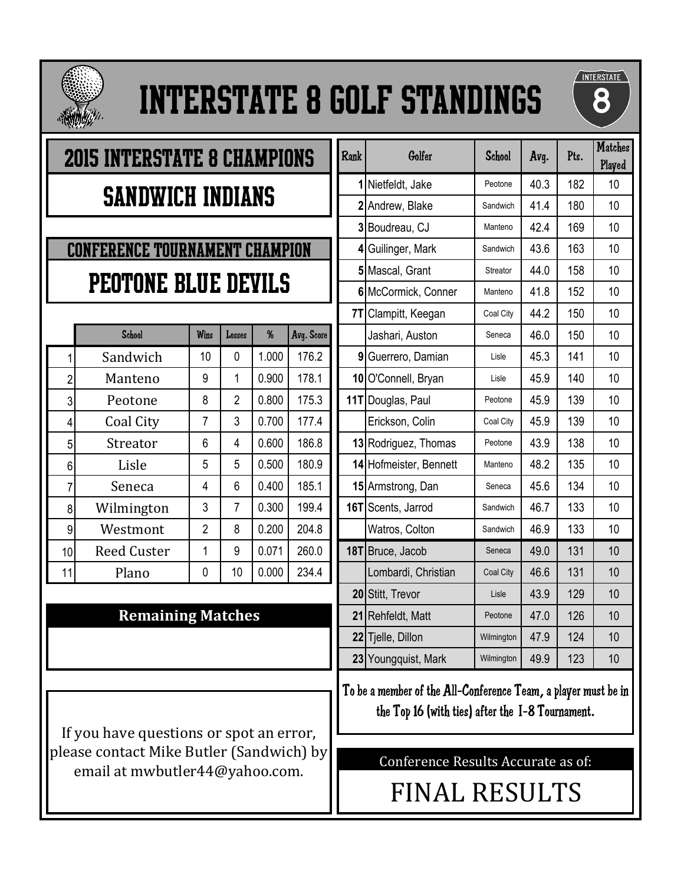# INTERSTATE 8 GOLF STANDINGS

## 2015 INTERSTATE 8 CHAMPIONS

## SANDWICH INDIANS

## CONFERENCE TOURNAMENT CHAMPION

## PEOTONE BLUE DEVILS

| | School | Wins | Losses | % | Avg. Score |
|---|---|---|---|---|---|
| 1 | Sandwich | 10 | 0 | 1.000 | 176.2 |
| 2 | Manteno | 9 | 1 | 0.900 | 178.1 |
| 3 | Peotone | 8 | 2 | 0.800 | 175.3 |
| 4 | Coal City | 7 | 3 | 0.700 | 177.4 |
| 5 | Streator | 6 | 4 | 0.600 | 186.8 |
| 6 | Lisle | 5 | 5 | 0.500 | 180.9 |
| 7 | Seneca | 4 | 6 | 0.400 | 185.1 |
| 8 | Wilmington | 3 | 7 | 0.300 | 199.4 |
| 9 | Westmont | 2 | 8 | 0.200 | 204.8 |
| 10 | Reed Custer | 1 | 9 | 0.071 | 260.0 |
| 11 | Plano | 0 | 10 | 0.000 | 234.4 |

**Remaining Matches**

If you have questions or spot an error, please contact Mike Butler (Sandwich) by email at mwbutler44@yahoo.com.

| Rank | Golfer | School | Avg. | Pts. | Matches Played |
|---|---|---|---|---|---|
| 1 | Nietfeldt, Jake | Peotone | 40.3 | 182 | 10 |
| 2 | Andrew, Blake | Sandwich | 41.4 | 180 | 10 |
| 3 | Boudreau, CJ | Manteno | 42.4 | 169 | 10 |
| 4 | Guilinger, Mark | Sandwich | 43.6 | 163 | 10 |
| 5 | Mascal, Grant | Streator | 44.0 | 158 | 10 |
| 6 | McCormick, Conner | Manteno | 41.8 | 152 | 10 |
| 7T | Clampitt, Keegan | Coal City | 44.2 | 150 | 10 |
| | Jashari, Auston | Seneca | 46.0 | 150 | 10 |
| 9 | Guerrero, Damian | Lisle | 45.3 | 141 | 10 |
| 10 | O'Connell, Bryan | Lisle | 45.9 | 140 | 10 |
| 11T | Douglas, Paul | Peotone | 45.9 | 139 | 10 |
| | Erickson, Colin | Coal City | 45.9 | 139 | 10 |
| 13 | Rodriguez, Thomas | Peotone | 43.9 | 138 | 10 |
| 14 | Hofmeister, Bennett | Manteno | 48.2 | 135 | 10 |
| 15 | Armstrong, Dan | Seneca | 45.6 | 134 | 10 |
| 16T | Scents, Jarrod | Sandwich | 46.7 | 133 | 10 |
| | Watros, Colton | Sandwich | 46.9 | 133 | 10 |
| 18T | Bruce, Jacob | Seneca | 49.0 | 131 | 10 |
| | Lombardi, Christian | Coal City | 46.6 | 131 | 10 |
| 20 | Stitt, Trevor | Lisle | 43.9 | 129 | 10 |
| 21 | Rehfeldt, Matt | Peotone | 47.0 | 126 | 10 |
| 22 | Tjelle, Dillon | Wilmington | 47.9 | 124 | 10 |
| 23 | Youngquist, Mark | Wilmington | 49.9 | 123 | 10 |

To be a member of the All-Conference Team, a player must be in the Top 16 (with ties) after the I-8 Tournament.

Conference Results Accurate as of:

FINAL RESULTS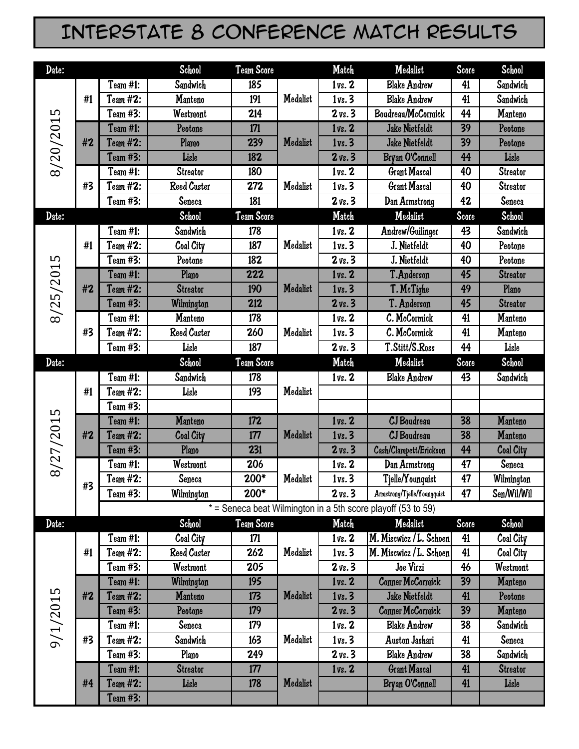# INTERSTATE 8 CONFERENCE MATCH RESULTS

| Date: | | | School | Team Score | | Match | Medalist | Score | School |
|---|---|---|---|---|---|---|---|---|---|
| 8/20/2015 | #1 | Team #1: | Sandwich | 185 | Medalist | 1 vs. 2 | Blake Andrew | 41 | Sandwich |
| | | Team #2: | Manteno | 191 | | 1 vs. 3 | Blake Andrew | 41 | Sandwich |
| | | Team #3: | Westmont | 214 | | 2 vs. 3 | Boudreau/McCormick | 44 | Manteno |
| | #2 | Team #1: | Peotone | 171 | Medalist | 1 vs. 2 | Jake Nietfeldt | 39 | Peotone |
| | | Team #2: | Plamo | 239 | | 1 vs. 3 | Jake Nietfeldt | 39 | Peotone |
| | | Team #3: | Lisle | 182 | | 2 vs. 3 | Bryan O'Connell | 44 | Lisle |
| | #3 | Team #1: | Streator | 180 | Medalist | 1 vs. 2 | Grant Mascal | 40 | Streator |
| | | Team #2: | Reed Custer | 272 | | 1 vs. 3 | Grant Mascal | 40 | Streator |
| | | Team #3: | Seneca | 181 | | 2 vs. 3 | Dan Armstrong | 42 | Seneca |
| **Date:** | | | **School** | **Team Score** | | **Match** | **Medalist** | **Score** | **School** |
| 8/25/2015 | #1 | Team #1: | Sandwich | 178 | Medalist | 1 vs. 2 | Andrew/Guilinger | 43 | Sandwich |
| | | Team #2: | Coal City | 187 | | 1 vs. 3 | J. Nietfeldt | 40 | Peotone |
| | | Team #3: | Peotone | 182 | | 2 vs. 3 | J. Nietfeldt | 40 | Peotone |
| | #2 | Team #1: | Plano | 222 | Medalist | 1 vs. 2 | T.Anderson | 45 | Streator |
| | | Team #2: | Streator | 190 | | 1 vs. 3 | T. McTighe | 49 | Plano |
| | | Team #3: | Wilmington | 212 | | 2 vs. 3 | T. Anderson | 45 | Streator |
| | #3 | Team #1: | Manteno | 178 | Medalist | 1 vs. 2 | C. McCormick | 41 | Manteno |
| | | Team #2: | Reed Custer | 260 | | 1 vs. 3 | C. McCormick | 41 | Manteno |
| | | Team #3: | Lisle | 187 | | 2 vs. 3 | T.Stitt/S.Ross | 44 | Lisle |
| **Date:** | | | **School** | **Team Score** | | **Match** | **Medalist** | **Score** | **School** |
| 8/27/2015 | #1 | Team #1: | Sandwich | 178 | Medalist | 1 vs. 2 | Blake Andrew | 43 | Sandwich |
| | | Team #2: | Lisle | 193 | | | | | |
| | | Team #3: | | | | | | | |
| | #2 | Team #1: | Manteno | 172 | Medalist | 1 vs. 2 | CJ Boudreau | 38 | Manteno |
| | | Team #2: | Coal City | 177 | | 1 vs. 3 | CJ Boudreau | 38 | Manteno |
| | | Team #3: | Plano | 231 | | 2 vs. 3 | Cash/Clampett/Erickson | 44 | Coal City |
| | #3 | Team #1: | Westmont | 206 | Medalist | 1 vs. 2 | Dan Armstrong | 47 | Seneca |
| | | Team #2: | Seneca | 200* | | 1 vs. 3 | Tjelle/Younquist | 47 | Wilmington |
| | | Team #3: | Wilmington | 200* | | 2 vs. 3 | Armstrong/Tjelle/Youngquist | 47 | Sen/Wil/Wil |
| | | * = Seneca beat Wilmington in a 5th score playoff (53 to 59) | | | | | | | |
| **Date:** | | | **School** | **Team Score** | | **Match** | **Medalist** | **Score** | **School** |
| 9/1/2015 | #1 | Team #1: | Coal City | 171 | Medalist | 1 vs. 2 | M. Miscwicz / L. Schoen | 41 | Coal City |
| | | Team #2: | Reed Custer | 262 | | 1 vs. 3 | M. Miscwicz / L. Schoen | 41 | Coal City |
| | | Team #3: | Westmont | 205 | | 2 vs. 3 | Joe Virzi | 46 | Westmont |
| | #2 | Team #1: | Wilmington | 195 | Medalist | 1 vs. 2 | Conner McCormick | 39 | Manteno |
| | | Team #2: | Manteno | 173 | | 1 vs. 3 | Jake Nietfeldt | 41 | Peotone |
| | | Team #3: | Peotone | 179 | | 2 vs. 3 | Conner McCormick | 39 | Manteno |
| | #3 | Team #1: | Seneca | 179 | Medalist | 1 vs. 2 | Blake Andrew | 38 | Sandwich |
| | | Team #2: | Sandwich | 163 | | 1 vs. 3 | Auston Jashari | 41 | Seneca |
| | | Team #3: | Plano | 249 | | 2 vs. 3 | Blake Andrew | 38 | Sandwich |
| | #4 | Team #1: | Streator | 177 | Medalist | 1 vs. 2 | Grant Mascal | 41 | Streator |
| | | Team #2: | Lisle | 178 | | | Bryan O'Connell | 41 | Lisle |
| | | Team #3: | | | | | | | |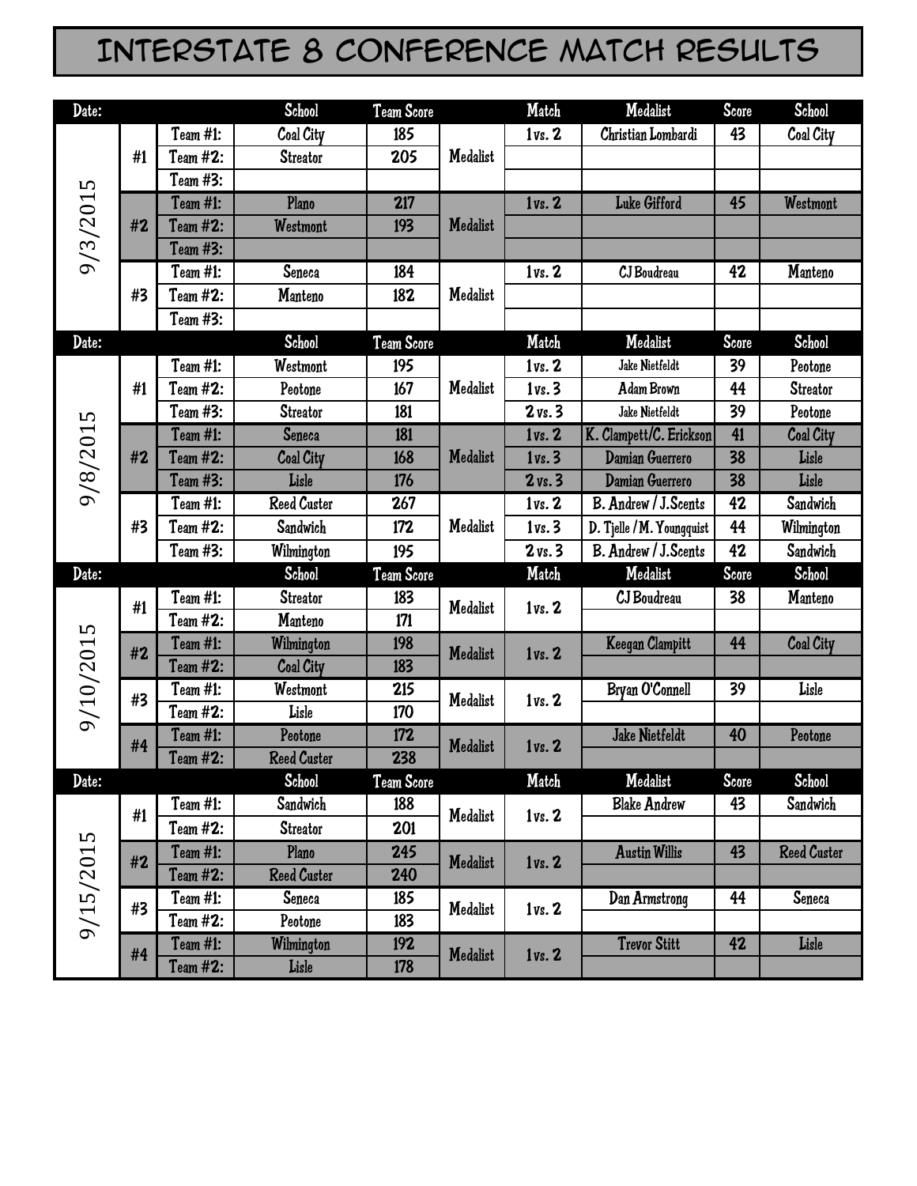# Interstate 8 Conference Match Results

| Date: | | | School | Team Score | | Match | Medalist | Score | School |
|---|---|---|---|---|---|---|---|---|---|
| 9/3/2015 | #1 | Team #1: | Coal City | 185 | Medalist | 1 vs. 2 | Christian Lombardi | 43 | Coal City |
| | | Team #2: | Streator | 205 | | | | | |
| | | Team #3: | | | | | | | |
| | #2 | Team #1: | Plano | 217 | Medalist | 1 vs. 2 | Luke Gifford | 45 | Westmont |
| | | Team #2: | Westmont | 193 | | | | | |
| | | Team #3: | | | | | | | |
| | #3 | Team #1: | Seneca | 184 | Medalist | 1 vs. 2 | CJ Boudreau | 42 | Manteno |
| | | Team #2: | Manteno | 182 | | | | | |
| | | Team #3: | | | | | | | |
| **Date:** | | | **School** | **Team Score** | | **Match** | **Medalist** | **Score** | **School** |
| 9/8/2015 | #1 | Team #1: | Westmont | 195 | Medalist | 1 vs. 2 | Jake Nietfeldt | 39 | Peotone |
| | | Team #2: | Peotone | 167 | | 1 vs. 3 | Adam Brown | 44 | Streator |
| | | Team #3: | Streator | 181 | | 2 vs. 3 | Jake Nietfeldt | 39 | Peotone |
| | #2 | Team #1: | Seneca | 181 | Medalist | 1 vs. 2 | K. Clampett/C. Erickson | 41 | Coal City |
| | | Team #2: | Coal City | 168 | | 1 vs. 3 | Damian Guerrero | 38 | Lisle |
| | | Team #3: | Lisle | 176 | | 2 vs. 3 | Damian Guerrero | 38 | Lisle |
| | #3 | Team #1: | Reed Custer | 267 | Medalist | 1 vs. 2 | B. Andrew / J.Scents | 42 | Sandwich |
| | | Team #2: | Sandwich | 172 | | 1 vs. 3 | D. Tjelle / M. Youngquist | 44 | Wilmington |
| | | Team #3: | Wilmington | 195 | | 2 vs. 3 | B. Andrew / J.Scents | 42 | Sandwich |
| **Date:** | | | **School** | **Team Score** | | **Match** | **Medalist** | **Score** | **School** |
| 9/10/2015 | #1 | Team #1: | Streator | 183 | Medalist | 1 vs. 2 | CJ Boudreau | 38 | Manteno |
| | | Team #2: | Manteno | 171 | | | | | |
| | #2 | Team #1: | Wilmington | 198 | Medalist | 1 vs. 2 | Keegan Clampitt | 44 | Coal City |
| | | Team #2: | Coal City | 183 | | | | | |
| | #3 | Team #1: | Westmont | 215 | Medalist | 1 vs. 2 | Bryan O'Connell | 39 | Lisle |
| | | Team #2: | Lisle | 170 | | | | | |
| | #4 | Team #1: | Peotone | 172 | Medalist | 1 vs. 2 | Jake Nietfeldt | 40 | Peotone |
| | | Team #2: | Reed Custer | 238 | | | | | |
| **Date:** | | | **School** | **Team Score** | | **Match** | **Medalist** | **Score** | **School** |
| 9/15/2015 | #1 | Team #1: | Sandwich | 188 | Medalist | 1 vs. 2 | Blake Andrew | 43 | Sandwich |
| | | Team #2: | Streator | 201 | | | | | |
| | #2 | Team #1: | Plano | 245 | Medalist | 1 vs. 2 | Austin Willis | 43 | Reed Custer |
| | | Team #2: | Reed Custer | 240 | | | | | |
| | #3 | Team #1: | Seneca | 185 | Medalist | 1 vs. 2 | Dan Armstrong | 44 | Seneca |
| | | Team #2: | Peotone | 183 | | | | | |
| | #4 | Team #1: | Wilmington | 192 | Medalist | 1 vs. 2 | Trevor Stitt | 42 | Lisle |
| | | Team #2: | Lisle | 178 | | | | | |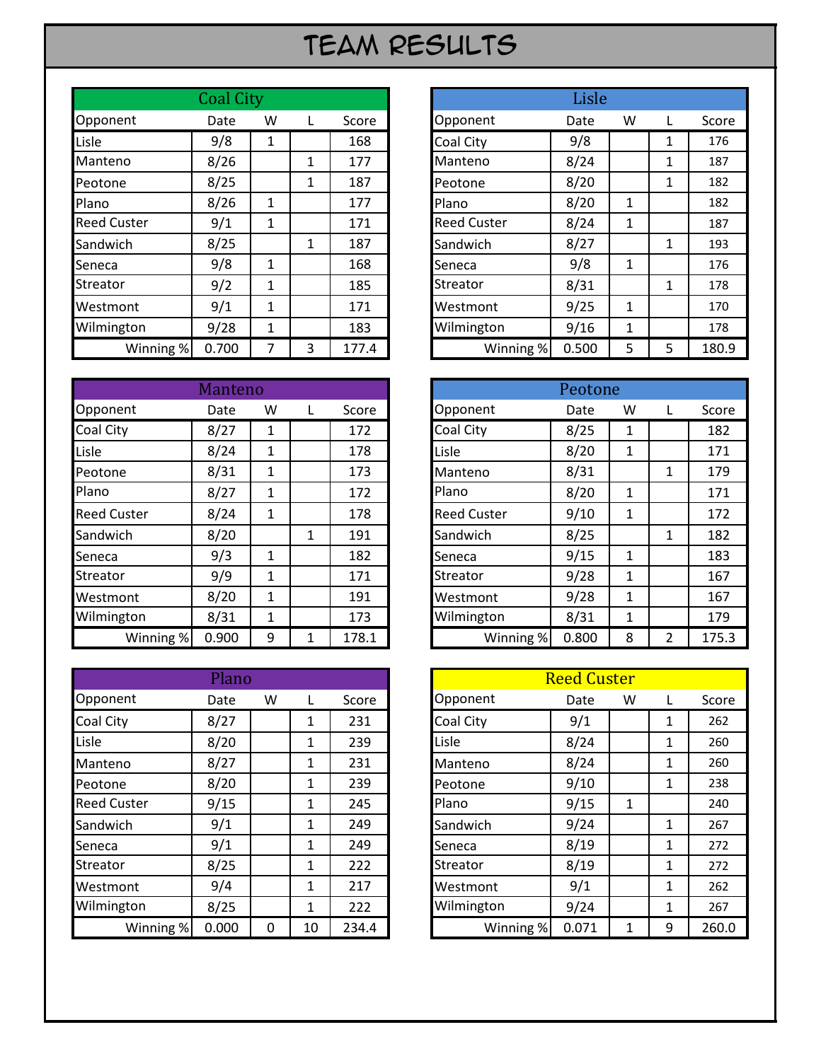# TEAM RESULTS

## Coal City

| Opponent | Date | W | L | Score |
|---|---|---|---|---|
| Lisle | 9/8 | 1 | | 168 |
| Manteno | 8/26 | | 1 | 177 |
| Peotone | 8/25 | | 1 | 187 |
| Plano | 8/26 | 1 | | 177 |
| Reed Custer | 9/1 | 1 | | 171 |
| Sandwich | 8/25 | | 1 | 187 |
| Seneca | 9/8 | 1 | | 168 |
| Streator | 9/2 | 1 | | 185 |
| Westmont | 9/1 | 1 | | 171 |
| Wilmington | 9/28 | 1 | | 183 |
| Winning % | 0.700 | 7 | 3 | 177.4 |

## Lisle

| Opponent | Date | W | L | Score |
|---|---|---|---|---|
| Coal City | 9/8 | | 1 | 176 |
| Manteno | 8/24 | | 1 | 187 |
| Peotone | 8/20 | | 1 | 182 |
| Plano | 8/20 | 1 | | 182 |
| Reed Custer | 8/24 | 1 | | 187 |
| Sandwich | 8/27 | | 1 | 193 |
| Seneca | 9/8 | 1 | | 176 |
| Streator | 8/31 | | 1 | 178 |
| Westmont | 9/25 | 1 | | 170 |
| Wilmington | 9/16 | 1 | | 178 |
| Winning % | 0.500 | 5 | 5 | 180.9 |

## Manteno

| Opponent | Date | W | L | Score |
|---|---|---|---|---|
| Coal City | 8/27 | 1 | | 172 |
| Lisle | 8/24 | 1 | | 178 |
| Peotone | 8/31 | 1 | | 173 |
| Plano | 8/27 | 1 | | 172 |
| Reed Custer | 8/24 | 1 | | 178 |
| Sandwich | 8/20 | | 1 | 191 |
| Seneca | 9/3 | 1 | | 182 |
| Streator | 9/9 | 1 | | 171 |
| Westmont | 8/20 | 1 | | 191 |
| Wilmington | 8/31 | 1 | | 173 |
| Winning % | 0.900 | 9 | 1 | 178.1 |

## Peotone

| Opponent | Date | W | L | Score |
|---|---|---|---|---|
| Coal City | 8/25 | 1 | | 182 |
| Lisle | 8/20 | 1 | | 171 |
| Manteno | 8/31 | | 1 | 179 |
| Plano | 8/20 | 1 | | 171 |
| Reed Custer | 9/10 | 1 | | 172 |
| Sandwich | 8/25 | | 1 | 182 |
| Seneca | 9/15 | 1 | | 183 |
| Streator | 9/28 | 1 | | 167 |
| Westmont | 9/28 | 1 | | 167 |
| Wilmington | 8/31 | 1 | | 179 |
| Winning % | 0.800 | 8 | 2 | 175.3 |

## Plano

| Opponent | Date | W | L | Score |
|---|---|---|---|---|
| Coal City | 8/27 | | 1 | 231 |
| Lisle | 8/20 | | 1 | 239 |
| Manteno | 8/27 | | 1 | 231 |
| Peotone | 8/20 | | 1 | 239 |
| Reed Custer | 9/15 | | 1 | 245 |
| Sandwich | 9/1 | | 1 | 249 |
| Seneca | 9/1 | | 1 | 249 |
| Streator | 8/25 | | 1 | 222 |
| Westmont | 9/4 | | 1 | 217 |
| Wilmington | 8/25 | | 1 | 222 |
| Winning % | 0.000 | 0 | 10 | 234.4 |

## Reed Custer

| Opponent | Date | W | L | Score |
|---|---|---|---|---|
| Coal City | 9/1 | | 1 | 262 |
| Lisle | 8/24 | | 1 | 260 |
| Manteno | 8/24 | | 1 | 260 |
| Peotone | 9/10 | | 1 | 238 |
| Plano | 9/15 | 1 | | 240 |
| Sandwich | 9/24 | | 1 | 267 |
| Seneca | 8/19 | | 1 | 272 |
| Streator | 8/19 | | 1 | 272 |
| Westmont | 9/1 | | 1 | 262 |
| Wilmington | 9/24 | | 1 | 267 |
| Winning % | 0.071 | 1 | 9 | 260.0 |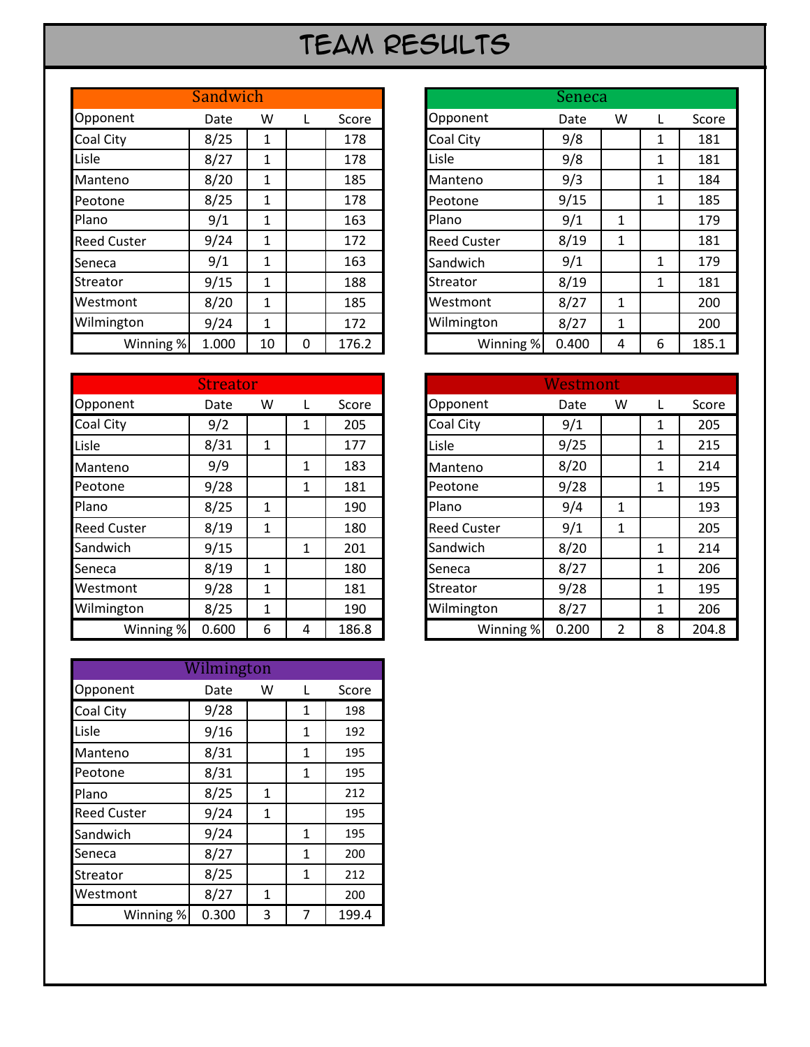# TEAM RESULTS

| Sandwich | | | | |
|---|---|---|---|---|
| Opponent | Date | W | L | Score |
| Coal City | 8/25 | 1 | | 178 |
| Lisle | 8/27 | 1 | | 178 |
| Manteno | 8/20 | 1 | | 185 |
| Peotone | 8/25 | 1 | | 178 |
| Plano | 9/1 | 1 | | 163 |
| Reed Custer | 9/24 | 1 | | 172 |
| Seneca | 9/1 | 1 | | 163 |
| Streator | 9/15 | 1 | | 188 |
| Westmont | 8/20 | 1 | | 185 |
| Wilmington | 9/24 | 1 | | 172 |
| Winning % | 1.000 | 10 | 0 | 176.2 |

| Seneca | | | | |
|---|---|---|---|---|
| Opponent | Date | W | L | Score |
| Coal City | 9/8 | | 1 | 181 |
| Lisle | 9/8 | | 1 | 181 |
| Manteno | 9/3 | | 1 | 184 |
| Peotone | 9/15 | | 1 | 185 |
| Plano | 9/1 | 1 | | 179 |
| Reed Custer | 8/19 | 1 | | 181 |
| Sandwich | 9/1 | | 1 | 179 |
| Streator | 8/19 | | 1 | 181 |
| Westmont | 8/27 | 1 | | 200 |
| Wilmington | 8/27 | 1 | | 200 |
| Winning % | 0.400 | 4 | 6 | 185.1 |

| Streator | | | | |
|---|---|---|---|---|
| Opponent | Date | W | L | Score |
| Coal City | 9/2 | | 1 | 205 |
| Lisle | 8/31 | 1 | | 177 |
| Manteno | 9/9 | | 1 | 183 |
| Peotone | 9/28 | | 1 | 181 |
| Plano | 8/25 | 1 | | 190 |
| Reed Custer | 8/19 | 1 | | 180 |
| Sandwich | 9/15 | | 1 | 201 |
| Seneca | 8/19 | 1 | | 180 |
| Westmont | 9/28 | 1 | | 181 |
| Wilmington | 8/25 | 1 | | 190 |
| Winning % | 0.600 | 6 | 4 | 186.8 |

| Westmont | | | | |
|---|---|---|---|---|
| Opponent | Date | W | L | Score |
| Coal City | 9/1 | | 1 | 205 |
| Lisle | 9/25 | | 1 | 215 |
| Manteno | 8/20 | | 1 | 214 |
| Peotone | 9/28 | | 1 | 195 |
| Plano | 9/4 | 1 | | 193 |
| Reed Custer | 9/1 | 1 | | 205 |
| Sandwich | 8/20 | | 1 | 214 |
| Seneca | 8/27 | | 1 | 206 |
| Streator | 9/28 | | 1 | 195 |
| Wilmington | 8/27 | | 1 | 206 |
| Winning % | 0.200 | 2 | 8 | 204.8 |

| Wilmington | | | | |
|---|---|---|---|---|
| Opponent | Date | W | L | Score |
| Coal City | 9/28 | | 1 | 198 |
| Lisle | 9/16 | | 1 | 192 |
| Manteno | 8/31 | | 1 | 195 |
| Peotone | 8/31 | | 1 | 195 |
| Plano | 8/25 | 1 | | 212 |
| Reed Custer | 9/24 | 1 | | 195 |
| Sandwich | 9/24 | | 1 | 195 |
| Seneca | 8/27 | | 1 | 200 |
| Streator | 8/25 | | 1 | 212 |
| Westmont | 8/27 | 1 | | 200 |
| Winning % | 0.300 | 3 | 7 | 199.4 |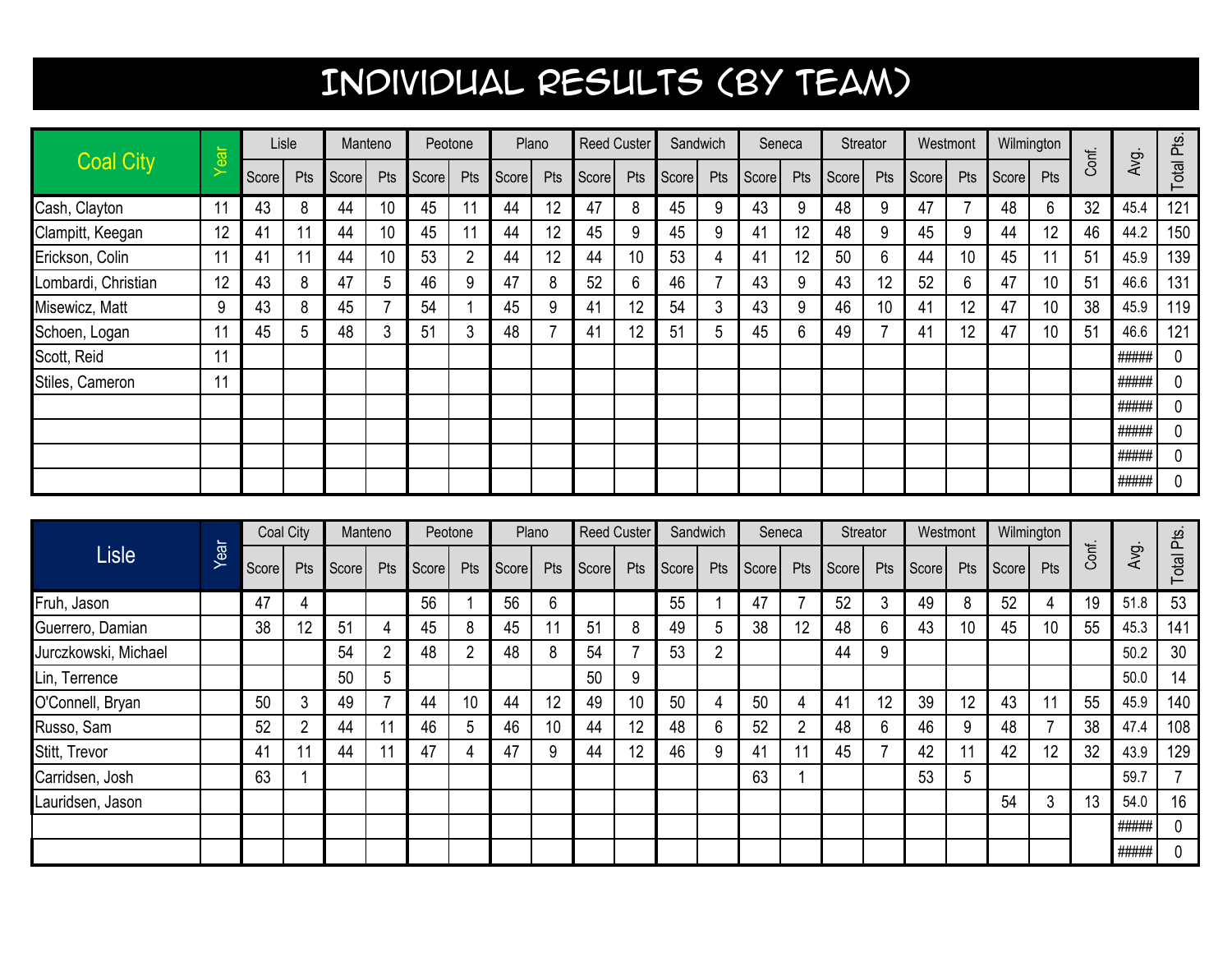# INDIVIDUAL RESULTS (BY TEAM)

| Coal City | Year | Lisle | | Manteno | | Peotone | | Plano | | Reed Custer | | Sandwich | | Seneca | | Streator | | Westmont | | Wilmington | | Conf. | Avg. | Total Pts. |
|---|---|---|---|---|---|---|---|---|---|---|---|---|---|---|---|---|---|---|---|---|---|---|---|---|
| | | Score | Pts | Score | Pts | Score | Pts | Score | Pts | Score | Pts | Score | Pts | Score | Pts | Score | Pts | Score | Pts | Score | Pts | | | |
| Cash, Clayton | 11 | 43 | 8 | 44 | 10 | 45 | 11 | 44 | 12 | 47 | 8 | 45 | 9 | 43 | 9 | 48 | 9 | 47 | 7 | 48 | 6 | 32 | 45.4 | 121 |
| Clampitt, Keegan | 12 | 41 | 11 | 44 | 10 | 45 | 11 | 44 | 12 | 45 | 9 | 45 | 9 | 41 | 12 | 48 | 9 | 45 | 9 | 44 | 12 | 46 | 44.2 | 150 |
| Erickson, Colin | 11 | 41 | 11 | 44 | 10 | 53 | 2 | 44 | 12 | 44 | 10 | 53 | 4 | 41 | 12 | 50 | 6 | 44 | 10 | 45 | 11 | 51 | 45.9 | 139 |
| Lombardi, Christian | 12 | 43 | 8 | 47 | 5 | 46 | 9 | 47 | 8 | 52 | 6 | 46 | 7 | 43 | 9 | 43 | 12 | 52 | 6 | 47 | 10 | 51 | 46.6 | 131 |
| Misewicz, Matt | 9 | 43 | 8 | 45 | 7 | 54 | 1 | 45 | 9 | 41 | 12 | 54 | 3 | 43 | 9 | 46 | 10 | 41 | 12 | 47 | 10 | 38 | 45.9 | 119 |
| Schoen, Logan | 11 | 45 | 5 | 48 | 3 | 51 | 3 | 48 | 7 | 41 | 12 | 51 | 5 | 45 | 6 | 49 | 7 | 41 | 12 | 47 | 10 | 51 | 46.6 | 121 |
| Scott, Reid | 11 | | | | | | | | | | | | | | | | | | | | | | ##### | 0 |
| Stiles, Cameron | 11 | | | | | | | | | | | | | | | | | | | | | | ##### | 0 |
| | | | | | | | | | | | | | | | | | | | | | | | ##### | 0 |
| | | | | | | | | | | | | | | | | | | | | | | | ##### | 0 |
| | | | | | | | | | | | | | | | | | | | | | | | ##### | 0 |
| | | | | | | | | | | | | | | | | | | | | | | | ##### | 0 |

| Lisle | Year | Coal City | | Manteno | | Peotone | | Plano | | Reed Custer | | Sandwich | | Seneca | | Streator | | Westmont | | Wilmington | | Conf. | Avg. | Total Pts. |
|---|---|---|---|---|---|---|---|---|---|---|---|---|---|---|---|---|---|---|---|---|---|---|---|---|
| | | Score | Pts | Score | Pts | Score | Pts | Score | Pts | Score | Pts | Score | Pts | Score | Pts | Score | Pts | Score | Pts | Score | Pts | | | |
| Fruh, Jason | | 47 | 4 | | | 56 | 1 | 56 | 6 | | | 55 | 1 | 47 | 7 | 52 | 3 | 49 | 8 | 52 | 4 | 19 | 51.8 | 53 |
| Guerrero, Damian | | 38 | 12 | 51 | 4 | 45 | 8 | 45 | 11 | 51 | 8 | 49 | 5 | 38 | 12 | 48 | 6 | 43 | 10 | 45 | 10 | 55 | 45.3 | 141 |
| Jurczkowski, Michael | | | | 54 | 2 | 48 | 2 | 48 | 8 | 54 | 7 | 53 | 2 | | | 44 | 9 | | | | | | 50.2 | 30 |
| Lin, Terrence | | | | 50 | 5 | | | | | 50 | 9 | | | | | | | | | | | | 50.0 | 14 |
| O'Connell, Bryan | | 50 | 3 | 49 | 7 | 44 | 10 | 44 | 12 | 49 | 10 | 50 | 4 | 50 | 4 | 41 | 12 | 39 | 12 | 43 | 11 | 55 | 45.9 | 140 |
| Russo, Sam | | 52 | 2 | 44 | 11 | 46 | 5 | 46 | 10 | 44 | 12 | 48 | 6 | 52 | 2 | 48 | 6 | 46 | 9 | 48 | 7 | 38 | 47.4 | 108 |
| Stitt, Trevor | | 41 | 11 | 44 | 11 | 47 | 4 | 47 | 9 | 44 | 12 | 46 | 9 | 41 | 11 | 45 | 7 | 42 | 11 | 42 | 12 | 32 | 43.9 | 129 |
| Carridsen, Josh | | 63 | 1 | | | | | | | | | | | 63 | 1 | | | 53 | 5 | | | | 59.7 | 7 |
| Lauridsen, Jason | | | | | | | | | | | | | | | | | | | | 54 | 3 | 13 | 54.0 | 16 |
| | | | | | | | | | | | | | | | | | | | | | | | ##### | 0 |
| | | | | | | | | | | | | | | | | | | | | | | | ##### | 0 |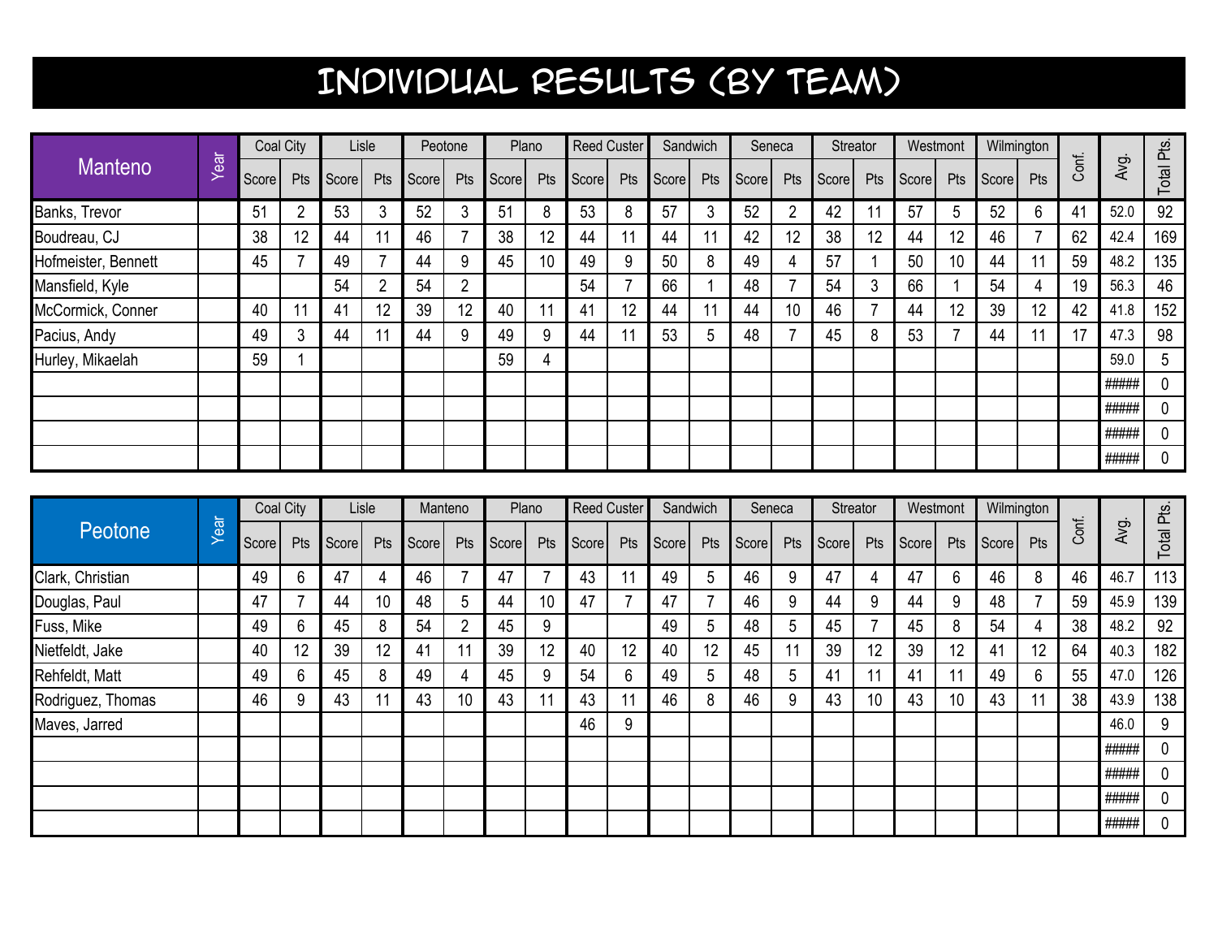# INDIVIDUAL RESULTS (BY TEAM)

| Manteno | Year | Coal City | | Lisle | | Peotone | | Plano | | Reed Custer | | Sandwich | | Seneca | | Streator | | Westmont | | Wilmington | | Conf. | Avg. | Total Pts. |
|---|---|---|---|---|---|---|---|---|---|---|---|---|---|---|---|---|---|---|---|---|---|---|---|---|
| | | Score | Pts | Score | Pts | Score | Pts | Score | Pts | Score | Pts | Score | Pts | Score | Pts | Score | Pts | Score | Pts | Score | Pts | | | |
| Banks, Trevor | | 51 | 2 | 53 | 3 | 52 | 3 | 51 | 8 | 53 | 8 | 57 | 3 | 52 | 2 | 42 | 11 | 57 | 5 | 52 | 6 | 41 | 52.0 | 92 |
| Boudreau, CJ | | 38 | 12 | 44 | 11 | 46 | 7 | 38 | 12 | 44 | 11 | 44 | 11 | 42 | 12 | 38 | 12 | 44 | 12 | 46 | 7 | 62 | 42.4 | 169 |
| Hofmeister, Bennett | | 45 | 7 | 49 | 7 | 44 | 9 | 45 | 10 | 49 | 9 | 50 | 8 | 49 | 4 | 57 | 1 | 50 | 10 | 44 | 11 | 59 | 48.2 | 135 |
| Mansfield, Kyle | | | | 54 | 2 | 54 | 2 | | | 54 | 7 | 66 | 1 | 48 | 7 | 54 | 3 | 66 | 1 | 54 | 4 | 19 | 56.3 | 46 |
| McCormick, Conner | | 40 | 11 | 41 | 12 | 39 | 12 | 40 | 11 | 41 | 12 | 44 | 11 | 44 | 10 | 46 | 7 | 44 | 12 | 39 | 12 | 42 | 41.8 | 152 |
| Pacius, Andy | | 49 | 3 | 44 | 11 | 44 | 9 | 49 | 9 | 44 | 11 | 53 | 5 | 48 | 7 | 45 | 8 | 53 | 7 | 44 | 11 | 17 | 47.3 | 98 |
| Hurley, Mikaelah | | 59 | 1 | | | | | 59 | 4 | | | | | | | | | | | | | | 59.0 | 5 |
| | | | | | | | | | | | | | | | | | | | | | | | ##### | 0 |
| | | | | | | | | | | | | | | | | | | | | | | | ##### | 0 |
| | | | | | | | | | | | | | | | | | | | | | | | ##### | 0 |
| | | | | | | | | | | | | | | | | | | | | | | | ##### | 0 |

| Peotone | Year | Coal City | | Lisle | | Manteno | | Plano | | Reed Custer | | Sandwich | | Seneca | | Streator | | Westmont | | Wilmington | | Conf. | Avg. | Total Pts. |
|---|---|---|---|---|---|---|---|---|---|---|---|---|---|---|---|---|---|---|---|---|---|---|---|---|
| | | Score | Pts | Score | Pts | Score | Pts | Score | Pts | Score | Pts | Score | Pts | Score | Pts | Score | Pts | Score | Pts | Score | Pts | | | |
| Clark, Christian | | 49 | 6 | 47 | 4 | 46 | 7 | 47 | 7 | 43 | 11 | 49 | 5 | 46 | 9 | 47 | 4 | 47 | 6 | 46 | 8 | 46 | 46.7 | 113 |
| Douglas, Paul | | 47 | 7 | 44 | 10 | 48 | 5 | 44 | 10 | 47 | 7 | 47 | 7 | 46 | 9 | 44 | 9 | 44 | 9 | 48 | 7 | 59 | 45.9 | 139 |
| Fuss, Mike | | 49 | 6 | 45 | 8 | 54 | 2 | 45 | 9 | | | 49 | 5 | 48 | 5 | 45 | 7 | 45 | 8 | 54 | 4 | 38 | 48.2 | 92 |
| Nietfeldt, Jake | | 40 | 12 | 39 | 12 | 41 | 11 | 39 | 12 | 40 | 12 | 40 | 12 | 45 | 11 | 39 | 12 | 39 | 12 | 41 | 12 | 64 | 40.3 | 182 |
| Rehfeldt, Matt | | 49 | 6 | 45 | 8 | 49 | 4 | 45 | 9 | 54 | 6 | 49 | 5 | 48 | 5 | 41 | 11 | 41 | 11 | 49 | 6 | 55 | 47.0 | 126 |
| Rodriguez, Thomas | | 46 | 9 | 43 | 11 | 43 | 10 | 43 | 11 | 43 | 11 | 46 | 8 | 46 | 9 | 43 | 10 | 43 | 10 | 43 | 11 | 38 | 43.9 | 138 |
| Maves, Jarred | | | | | | | | | | 46 | 9 | | | | | | | | | | | | 46.0 | 9 |
| | | | | | | | | | | | | | | | | | | | | | | | ##### | 0 |
| | | | | | | | | | | | | | | | | | | | | | | | ##### | 0 |
| | | | | | | | | | | | | | | | | | | | | | | | ##### | 0 |
| | | | | | | | | | | | | | | | | | | | | | | | ##### | 0 |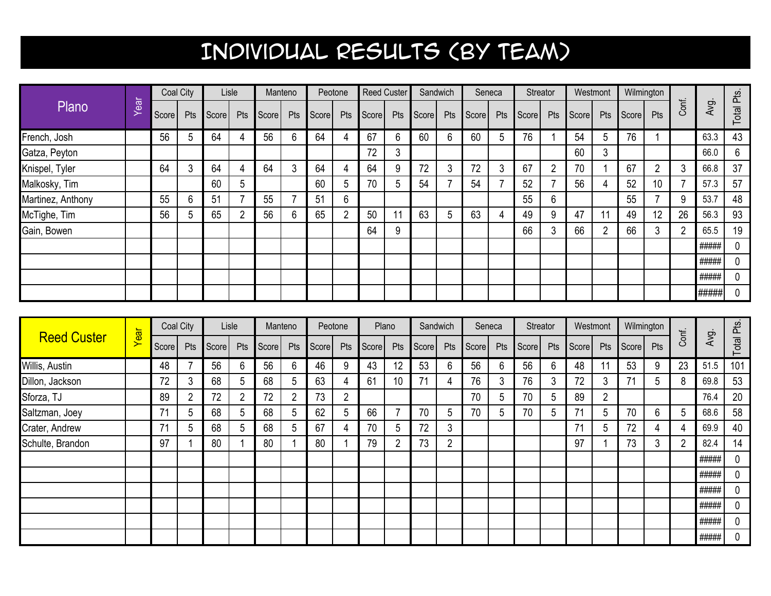# INDIVIDUAL RESULTS (BY TEAM)

| Plano | Year | Coal City | | Lisle | | Manteno | | Peotone | | Reed Custer | | Sandwich | | Seneca | | Streator | | Westmont | | Wilmington | | Conf. | Avg. | Total Pts. |
|---|---|---|---|---|---|---|---|---|---|---|---|---|---|---|---|---|---|---|---|---|---|---|---|---|
| | | Score | Pts | Score | Pts | Score | Pts | Score | Pts | Score | Pts | Score | Pts | Score | Pts | Score | Pts | Score | Pts | Score | Pts | | | |
| French, Josh | | 56 | 5 | 64 | 4 | 56 | 6 | 64 | 4 | 67 | 6 | 60 | 6 | 60 | 5 | 76 | 1 | 54 | 5 | 76 | 1 | | 63.3 | 43 |
| Gatza, Peyton | | | | | | | | | | 72 | 3 | | | | | | | 60 | 3 | | | | 66.0 | 6 |
| Knispel, Tyler | | 64 | 3 | 64 | 4 | 64 | 3 | 64 | 4 | 64 | 9 | 72 | 3 | 72 | 3 | 67 | 2 | 70 | 1 | 67 | 2 | 3 | 66.8 | 37 |
| Malkosky, Tim | | | | 60 | 5 | | | 60 | 5 | 70 | 5 | 54 | 7 | 54 | 7 | 52 | 7 | 56 | 4 | 52 | 10 | 7 | 57.3 | 57 |
| Martinez, Anthony | | 55 | 6 | 51 | 7 | 55 | 7 | 51 | 6 | | | | | | | 55 | 6 | | | 55 | 7 | 9 | 53.7 | 48 |
| McTighe, Tim | | 56 | 5 | 65 | 2 | 56 | 6 | 65 | 2 | 50 | 11 | 63 | 5 | 63 | 4 | 49 | 9 | 47 | 11 | 49 | 12 | 26 | 56.3 | 93 |
| Gain, Bowen | | | | | | | | | | 64 | 9 | | | | | 66 | 3 | 66 | 2 | 66 | 3 | 2 | 65.5 | 19 |
| | | | | | | | | | | | | | | | | | | | | | | | ##### | 0 |
| | | | | | | | | | | | | | | | | | | | | | | | ##### | 0 |
| | | | | | | | | | | | | | | | | | | | | | | | ##### | 0 |
| | | | | | | | | | | | | | | | | | | | | | | | ##### | 0 |

| Reed Custer | Year | Coal City | | Lisle | | Manteno | | Peotone | | Plano | | Sandwich | | Seneca | | Streator | | Westmont | | Wilmington | | Conf. | Avg. | Total Pts. |
|---|---|---|---|---|---|---|---|---|---|---|---|---|---|---|---|---|---|---|---|---|---|---|---|---|
| | | Score | Pts | Score | Pts | Score | Pts | Score | Pts | Score | Pts | Score | Pts | Score | Pts | Score | Pts | Score | Pts | Score | Pts | | | |
| Willis, Austin | | 48 | 7 | 56 | 6 | 56 | 6 | 46 | 9 | 43 | 12 | 53 | 6 | 56 | 6 | 56 | 6 | 48 | 11 | 53 | 9 | 23 | 51.5 | 101 |
| Dillon, Jackson | | 72 | 3 | 68 | 5 | 68 | 5 | 63 | 4 | 61 | 10 | 71 | 4 | 76 | 3 | 76 | 3 | 72 | 3 | 71 | 5 | 8 | 69.8 | 53 |
| Sforza, TJ | | 89 | 2 | 72 | 2 | 72 | 2 | 73 | 2 | | | | | 70 | 5 | 70 | 5 | 89 | 2 | | | | 76.4 | 20 |
| Saltzman, Joey | | 71 | 5 | 68 | 5 | 68 | 5 | 62 | 5 | 66 | 7 | 70 | 5 | 70 | 5 | 70 | 5 | 71 | 5 | 70 | 6 | 5 | 68.6 | 58 |
| Crater, Andrew | | 71 | 5 | 68 | 5 | 68 | 5 | 67 | 4 | 70 | 5 | 72 | 3 | | | | | 71 | 5 | 72 | 4 | 4 | 69.9 | 40 |
| Schulte, Brandon | | 97 | 1 | 80 | 1 | 80 | 1 | 80 | 1 | 79 | 2 | 73 | 2 | | | | | 97 | 1 | 73 | 3 | 2 | 82.4 | 14 |
| | | | | | | | | | | | | | | | | | | | | | | | ##### | 0 |
| | | | | | | | | | | | | | | | | | | | | | | | ##### | 0 |
| | | | | | | | | | | | | | | | | | | | | | | | ##### | 0 |
| | | | | | | | | | | | | | | | | | | | | | | | ##### | 0 |
| | | | | | | | | | | | | | | | | | | | | | | | ##### | 0 |
| | | | | | | | | | | | | | | | | | | | | | | | ##### | 0 |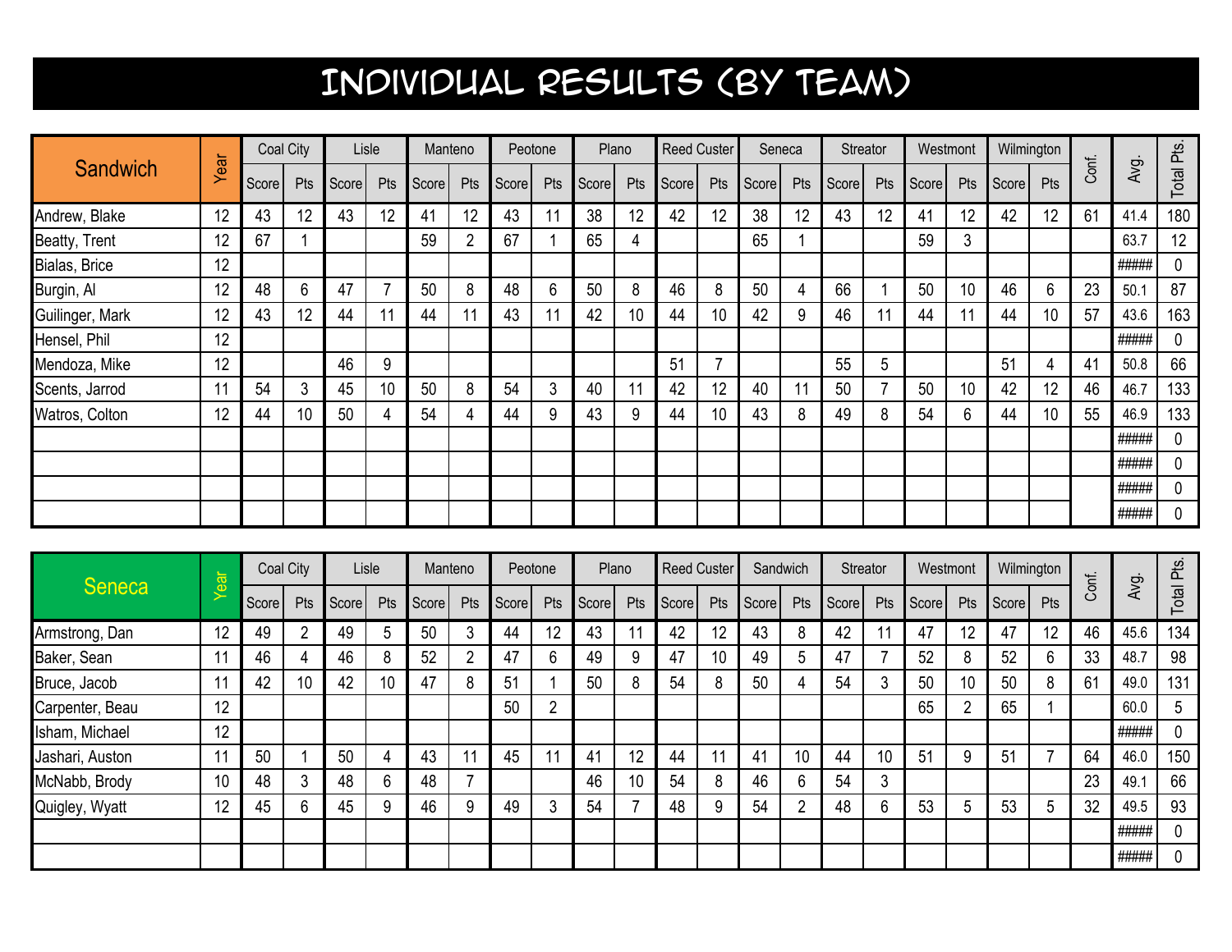# INDIVIDUAL RESULTS (BY TEAM)

| Sandwich | Year | Coal City | | Lisle | | Manteno | | Peotone | | Plano | | Reed Custer | | Seneca | | Streator | | Westmont | | Wilmington | | Conf. | Avg. | Total Pts. |
|---|---|---|---|---|---|---|---|---|---|---|---|---|---|---|---|---|---|---|---|---|---|---|---|---|
| | | Score | Pts | Score | Pts | Score | Pts | Score | Pts | Score | Pts | Score | Pts | Score | Pts | Score | Pts | Score | Pts | Score | Pts | | | |
| Andrew, Blake | 12 | 43 | 12 | 43 | 12 | 41 | 12 | 43 | 11 | 38 | 12 | 42 | 12 | 38 | 12 | 43 | 12 | 41 | 12 | 42 | 12 | 61 | 41.4 | 180 |
| Beatty, Trent | 12 | 67 | 1 | | | 59 | 2 | 67 | 1 | 65 | 4 | | | 65 | 1 | | | 59 | 3 | | | | 63.7 | 12 |
| Bialas, Brice | 12 | | | | | | | | | | | | | | | | | | | | | | ##### | 0 |
| Burgin, Al | 12 | 48 | 6 | 47 | 7 | 50 | 8 | 48 | 6 | 50 | 8 | 46 | 8 | 50 | 4 | 66 | 1 | 50 | 10 | 46 | 6 | 23 | 50.1 | 87 |
| Guilinger, Mark | 12 | 43 | 12 | 44 | 11 | 44 | 11 | 43 | 11 | 42 | 10 | 44 | 10 | 42 | 9 | 46 | 11 | 44 | 11 | 44 | 10 | 57 | 43.6 | 163 |
| Hensel, Phil | 12 | | | | | | | | | | | | | | | | | | | | | | ##### | 0 |
| Mendoza, Mike | 12 | | | 46 | 9 | | | | | | | 51 | 7 | | | 55 | 5 | | | 51 | 4 | 41 | 50.8 | 66 |
| Scents, Jarrod | 11 | 54 | 3 | 45 | 10 | 50 | 8 | 54 | 3 | 40 | 11 | 42 | 12 | 40 | 11 | 50 | 7 | 50 | 10 | 42 | 12 | 46 | 46.7 | 133 |
| Watros, Colton | 12 | 44 | 10 | 50 | 4 | 54 | 4 | 44 | 9 | 43 | 9 | 44 | 10 | 43 | 8 | 49 | 8 | 54 | 6 | 44 | 10 | 55 | 46.9 | 133 |
| | | | | | | | | | | | | | | | | | | | | | | | ##### | 0 |
| | | | | | | | | | | | | | | | | | | | | | | | ##### | 0 |
| | | | | | | | | | | | | | | | | | | | | | | | ##### | 0 |
| | | | | | | | | | | | | | | | | | | | | | | | ##### | 0 |

| Seneca | Year | Coal City | | Lisle | | Manteno | | Peotone | | Plano | | Reed Custer | | Sandwich | | Streator | | Westmont | | Wilmington | | Conf. | Avg. | Total Pts. |
|---|---|---|---|---|---|---|---|---|---|---|---|---|---|---|---|---|---|---|---|---|---|---|---|---|
| | | Score | Pts | Score | Pts | Score | Pts | Score | Pts | Score | Pts | Score | Pts | Score | Pts | Score | Pts | Score | Pts | Score | Pts | | | |
| Armstrong, Dan | 12 | 49 | 2 | 49 | 5 | 50 | 3 | 44 | 12 | 43 | 11 | 42 | 12 | 43 | 8 | 42 | 11 | 47 | 12 | 47 | 12 | 46 | 45.6 | 134 |
| Baker, Sean | 11 | 46 | 4 | 46 | 8 | 52 | 2 | 47 | 6 | 49 | 9 | 47 | 10 | 49 | 5 | 47 | 7 | 52 | 8 | 52 | 6 | 33 | 48.7 | 98 |
| Bruce, Jacob | 11 | 42 | 10 | 42 | 10 | 47 | 8 | 51 | 1 | 50 | 8 | 54 | 8 | 50 | 4 | 54 | 3 | 50 | 10 | 50 | 8 | 61 | 49.0 | 131 |
| Carpenter, Beau | 12 | | | | | | | 50 | 2 | | | | | | | | | 65 | 2 | 65 | 1 | | 60.0 | 5 |
| Isham, Michael | 12 | | | | | | | | | | | | | | | | | | | | | | ##### | 0 |
| Jashari, Auston | 11 | 50 | 1 | 50 | 4 | 43 | 11 | 45 | 11 | 41 | 12 | 44 | 11 | 41 | 10 | 44 | 10 | 51 | 9 | 51 | 7 | 64 | 46.0 | 150 |
| McNabb, Brody | 10 | 48 | 3 | 48 | 6 | 48 | 7 | | | 46 | 10 | 54 | 8 | 46 | 6 | 54 | 3 | | | | | 23 | 49.1 | 66 |
| Quigley, Wyatt | 12 | 45 | 6 | 45 | 9 | 46 | 9 | 49 | 3 | 54 | 7 | 48 | 9 | 54 | 2 | 48 | 6 | 53 | 5 | 53 | 5 | 32 | 49.5 | 93 |
| | | | | | | | | | | | | | | | | | | | | | | | ##### | 0 |
| | | | | | | | | | | | | | | | | | | | | | | | ##### | 0 |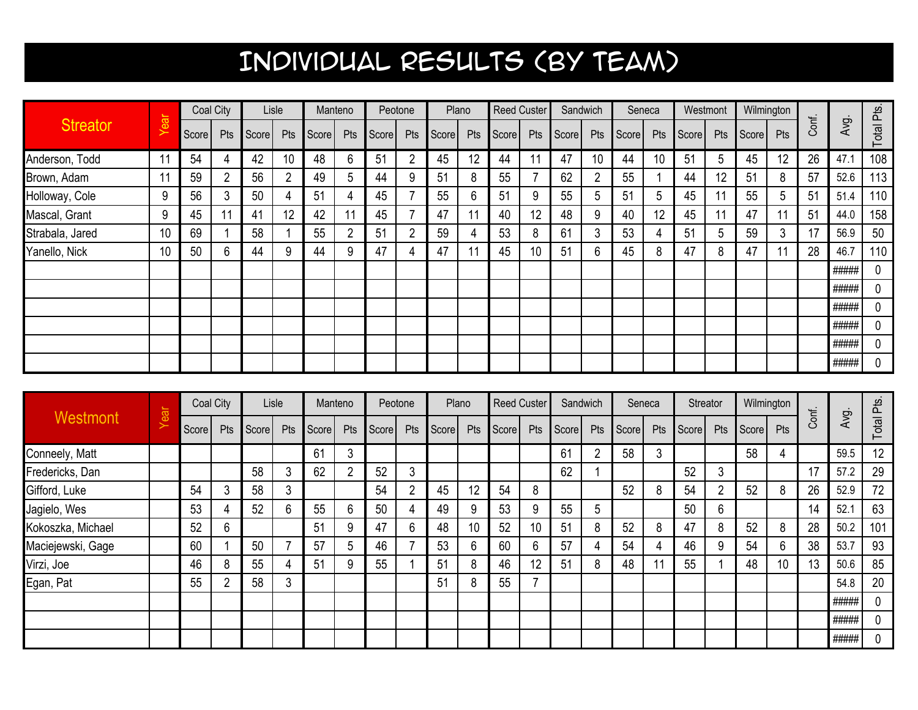# INDIVIDUAL RESULTS (BY TEAM)

| Streator | Year | Coal City | | Lisle | | Manteno | | Peotone | | Plano | | Reed Custer | | Sandwich | | Seneca | | Westmont | | Wilmington | | Conf. | Avg. | Total Pts. |
|---|---|---|---|---|---|---|---|---|---|---|---|---|---|---|---|---|---|---|---|---|---|---|---|---|
| | | Score | Pts | Score | Pts | Score | Pts | Score | Pts | Score | Pts | Score | Pts | Score | Pts | Score | Pts | Score | Pts | Score | Pts | | | |
| Anderson, Todd | 11 | 54 | 4 | 42 | 10 | 48 | 6 | 51 | 2 | 45 | 12 | 44 | 11 | 47 | 10 | 44 | 10 | 51 | 5 | 45 | 12 | 26 | 47.1 | 108 |
| Brown, Adam | 11 | 59 | 2 | 56 | 2 | 49 | 5 | 44 | 9 | 51 | 8 | 55 | 7 | 62 | 2 | 55 | 1 | 44 | 12 | 51 | 8 | 57 | 52.6 | 113 |
| Holloway, Cole | 9 | 56 | 3 | 50 | 4 | 51 | 4 | 45 | 7 | 55 | 6 | 51 | 9 | 55 | 5 | 51 | 5 | 45 | 11 | 55 | 5 | 51 | 51.4 | 110 |
| Mascal, Grant | 9 | 45 | 11 | 41 | 12 | 42 | 11 | 45 | 7 | 47 | 11 | 40 | 12 | 48 | 9 | 40 | 12 | 45 | 11 | 47 | 11 | 51 | 44.0 | 158 |
| Strabala, Jared | 10 | 69 | 1 | 58 | 1 | 55 | 2 | 51 | 2 | 59 | 4 | 53 | 8 | 61 | 3 | 53 | 4 | 51 | 5 | 59 | 3 | 17 | 56.9 | 50 |
| Yanello, Nick | 10 | 50 | 6 | 44 | 9 | 44 | 9 | 47 | 4 | 47 | 11 | 45 | 10 | 51 | 6 | 45 | 8 | 47 | 8 | 47 | 11 | 28 | 46.7 | 110 |
| | | | | | | | | | | | | | | | | | | | | | | | ##### | 0 |
| | | | | | | | | | | | | | | | | | | | | | | | ##### | 0 |
| | | | | | | | | | | | | | | | | | | | | | | | ##### | 0 |
| | | | | | | | | | | | | | | | | | | | | | | | ##### | 0 |
| | | | | | | | | | | | | | | | | | | | | | | | ##### | 0 |
| | | | | | | | | | | | | | | | | | | | | | | | ##### | 0 |

| Westmont | Year | Coal City | | Lisle | | Manteno | | Peotone | | Plano | | Reed Custer | | Sandwich | | Seneca | | Streator | | Wilmington | | Conf. | Avg. | Total Pts. |
|---|---|---|---|---|---|---|---|---|---|---|---|---|---|---|---|---|---|---|---|---|---|---|---|---|
| | | Score | Pts | Score | Pts | Score | Pts | Score | Pts | Score | Pts | Score | Pts | Score | Pts | Score | Pts | Score | Pts | Score | Pts | | | |
| Conneely, Matt | | | | | | 61 | 3 | | | | | | | 61 | 2 | 58 | 3 | | | 58 | 4 | | 59.5 | 12 |
| Fredericks, Dan | | | | 58 | 3 | 62 | 2 | 52 | 3 | | | | | 62 | 1 | | | 52 | 3 | | | 17 | 57.2 | 29 |
| Gifford, Luke | | 54 | 3 | 58 | 3 | | | 54 | 2 | 45 | 12 | 54 | 8 | | | 52 | 8 | 54 | 2 | 52 | 8 | 26 | 52.9 | 72 |
| Jagielo, Wes | | 53 | 4 | 52 | 6 | 55 | 6 | 50 | 4 | 49 | 9 | 53 | 9 | 55 | 5 | | | 50 | 6 | | | 14 | 52.1 | 63 |
| Kokoszka, Michael | | 52 | 6 | | | 51 | 9 | 47 | 6 | 48 | 10 | 52 | 10 | 51 | 8 | 52 | 8 | 47 | 8 | 52 | 8 | 28 | 50.2 | 101 |
| Maciejewski, Gage | | 60 | 1 | 50 | 7 | 57 | 5 | 46 | 7 | 53 | 6 | 60 | 6 | 57 | 4 | 54 | 4 | 46 | 9 | 54 | 6 | 38 | 53.7 | 93 |
| Virzi, Joe | | 46 | 8 | 55 | 4 | 51 | 9 | 55 | 1 | 51 | 8 | 46 | 12 | 51 | 8 | 48 | 11 | 55 | 1 | 48 | 10 | 13 | 50.6 | 85 |
| Egan, Pat | | 55 | 2 | 58 | 3 | | | | | 51 | 8 | 55 | 7 | | | | | | | | | | 54.8 | 20 |
| | | | | | | | | | | | | | | | | | | | | | | | ##### | 0 |
| | | | | | | | | | | | | | | | | | | | | | | | ##### | 0 |
| | | | | | | | | | | | | | | | | | | | | | | | ##### | 0 |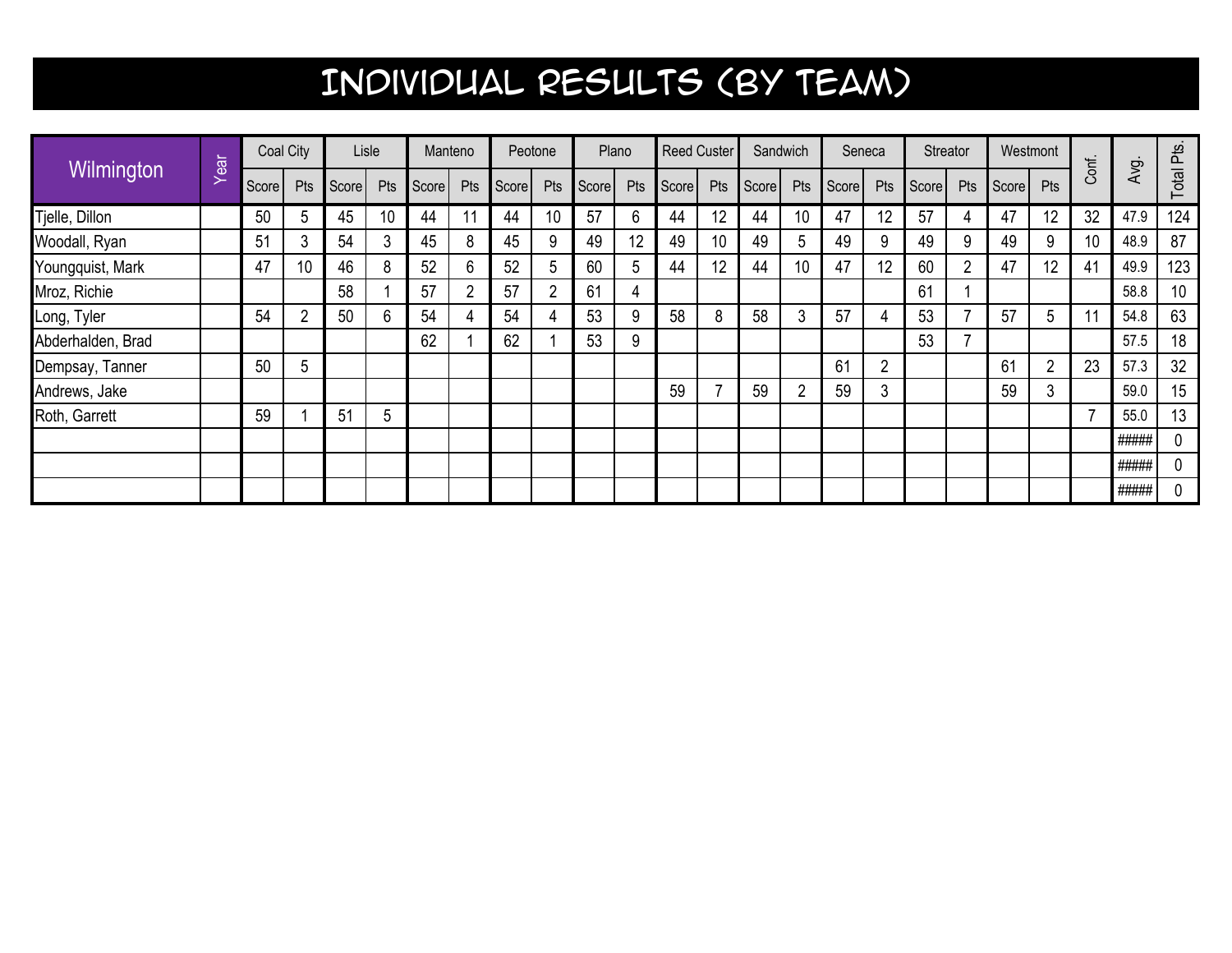# INDIVIDUAL RESULTS (BY TEAM)

| Wilmington | Year | Coal City | | Lisle | | Manteno | | Peotone | | Plano | | Reed Custer | | Sandwich | | Seneca | | Streator | | Westmont | | Conf. | Avg. | Total Pts. |
|---|---|---|---|---|---|---|---|---|---|---|---|---|---|---|---|---|---|---|---|---|---|---|---|---|
| | | Score | Pts | Score | Pts | Score | Pts | Score | Pts | Score | Pts | Score | Pts | Score | Pts | Score | Pts | Score | Pts | Score | Pts | | | |
| Tjelle, Dillon | | 50 | 5 | 45 | 10 | 44 | 11 | 44 | 10 | 57 | 6 | 44 | 12 | 44 | 10 | 47 | 12 | 57 | 4 | 47 | 12 | 32 | 47.9 | 124 |
| Woodall, Ryan | | 51 | 3 | 54 | 3 | 45 | 8 | 45 | 9 | 49 | 12 | 49 | 10 | 49 | 5 | 49 | 9 | 49 | 9 | 49 | 9 | 10 | 48.9 | 87 |
| Youngquist, Mark | | 47 | 10 | 46 | 8 | 52 | 6 | 52 | 5 | 60 | 5 | 44 | 12 | 44 | 10 | 47 | 12 | 60 | 2 | 47 | 12 | 41 | 49.9 | 123 |
| Mroz, Richie | | | | 58 | 1 | 57 | 2 | 57 | 2 | 61 | 4 | | | | | | | 61 | 1 | | | | 58.8 | 10 |
| Long, Tyler | | 54 | 2 | 50 | 6 | 54 | 4 | 54 | 4 | 53 | 9 | 58 | 8 | 58 | 3 | 57 | 4 | 53 | 7 | 57 | 5 | 11 | 54.8 | 63 |
| Abderhalden, Brad | | | | | | 62 | 1 | 62 | 1 | 53 | 9 | | | | | | | 53 | 7 | | | | 57.5 | 18 |
| Dempsay, Tanner | | 50 | 5 | | | | | | | | | | | | | 61 | 2 | | | 61 | 2 | 23 | 57.3 | 32 |
| Andrews, Jake | | | | | | | | | | | | 59 | 7 | 59 | 2 | 59 | 3 | | | 59 | 3 | | 59.0 | 15 |
| Roth, Garrett | | 59 | 1 | 51 | 5 | | | | | | | | | | | | | | | | | 7 | 55.0 | 13 |
| | | | | | | | | | | | | | | | | | | | | | | | ##### | 0 |
| | | | | | | | | | | | | | | | | | | | | | | | ##### | 0 |
| | | | | | | | | | | | | | | | | | | | | | | | ##### | 0 |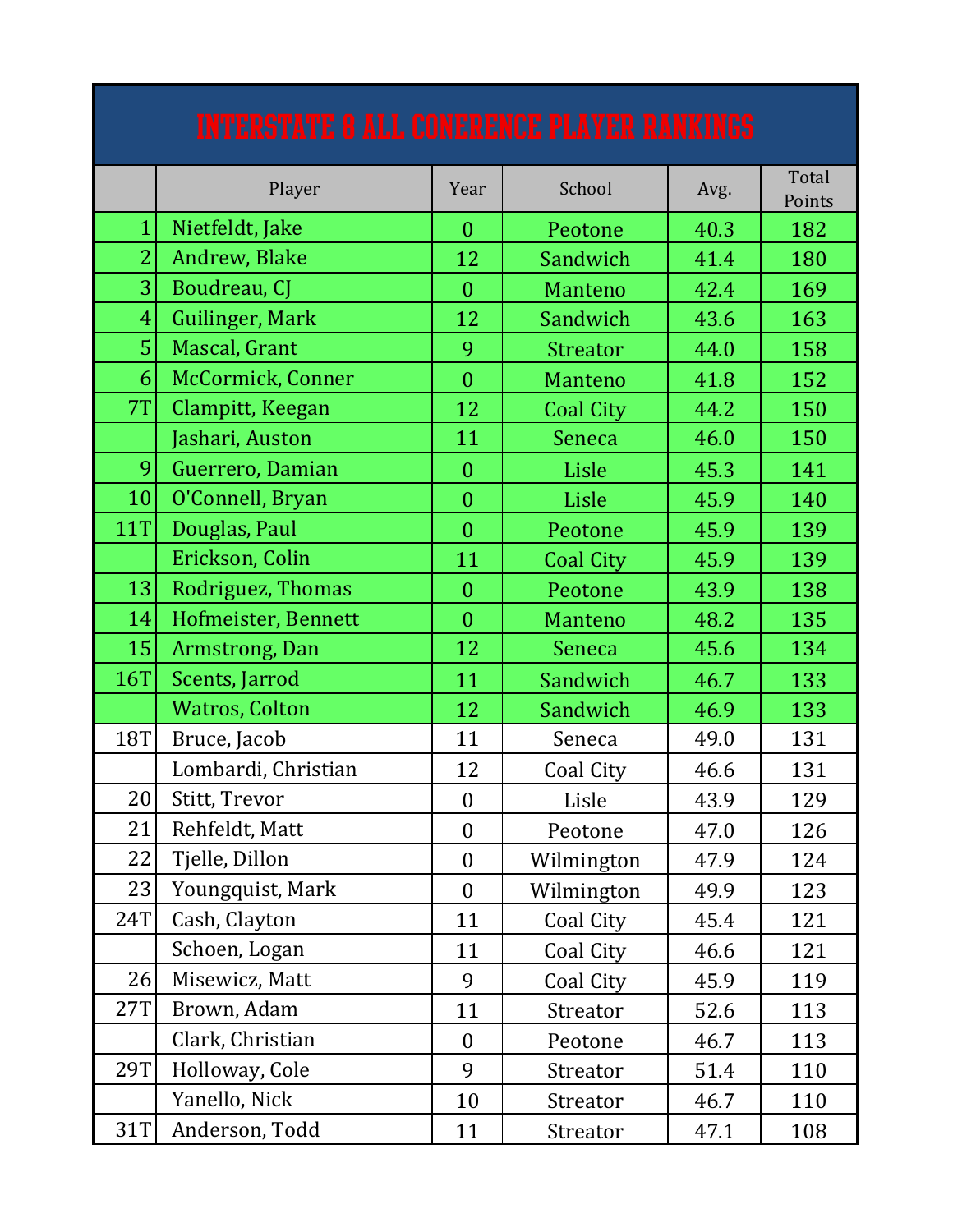# INTERSTATE 8 ALL CONERENCE PLAYER RANKINGS

| | Player | Year | School | Avg. | Total Points |
|---|---|---|---|---|---|
| 1 | Nietfeldt, Jake | 0 | Peotone | 40.3 | 182 |
| 2 | Andrew, Blake | 12 | Sandwich | 41.4 | 180 |
| 3 | Boudreau, CJ | 0 | Manteno | 42.4 | 169 |
| 4 | Guilinger, Mark | 12 | Sandwich | 43.6 | 163 |
| 5 | Mascal, Grant | 9 | Streator | 44.0 | 158 |
| 6 | McCormick, Conner | 0 | Manteno | 41.8 | 152 |
| 7T | Clampitt, Keegan | 12 | Coal City | 44.2 | 150 |
| | Jashari, Auston | 11 | Seneca | 46.0 | 150 |
| 9 | Guerrero, Damian | 0 | Lisle | 45.3 | 141 |
| 10 | O'Connell, Bryan | 0 | Lisle | 45.9 | 140 |
| 11T | Douglas, Paul | 0 | Peotone | 45.9 | 139 |
| | Erickson, Colin | 11 | Coal City | 45.9 | 139 |
| 13 | Rodriguez, Thomas | 0 | Peotone | 43.9 | 138 |
| 14 | Hofmeister, Bennett | 0 | Manteno | 48.2 | 135 |
| 15 | Armstrong, Dan | 12 | Seneca | 45.6 | 134 |
| 16T | Scents, Jarrod | 11 | Sandwich | 46.7 | 133 |
| | Watros, Colton | 12 | Sandwich | 46.9 | 133 |
| 18T | Bruce, Jacob | 11 | Seneca | 49.0 | 131 |
| | Lombardi, Christian | 12 | Coal City | 46.6 | 131 |
| 20 | Stitt, Trevor | 0 | Lisle | 43.9 | 129 |
| 21 | Rehfeldt, Matt | 0 | Peotone | 47.0 | 126 |
| 22 | Tjelle, Dillon | 0 | Wilmington | 47.9 | 124 |
| 23 | Youngquist, Mark | 0 | Wilmington | 49.9 | 123 |
| 24T | Cash, Clayton | 11 | Coal City | 45.4 | 121 |
| | Schoen, Logan | 11 | Coal City | 46.6 | 121 |
| 26 | Misewicz, Matt | 9 | Coal City | 45.9 | 119 |
| 27T | Brown, Adam | 11 | Streator | 52.6 | 113 |
| | Clark, Christian | 0 | Peotone | 46.7 | 113 |
| 29T | Holloway, Cole | 9 | Streator | 51.4 | 110 |
| | Yanello, Nick | 10 | Streator | 46.7 | 110 |
| 31T | Anderson, Todd | 11 | Streator | 47.1 | 108 |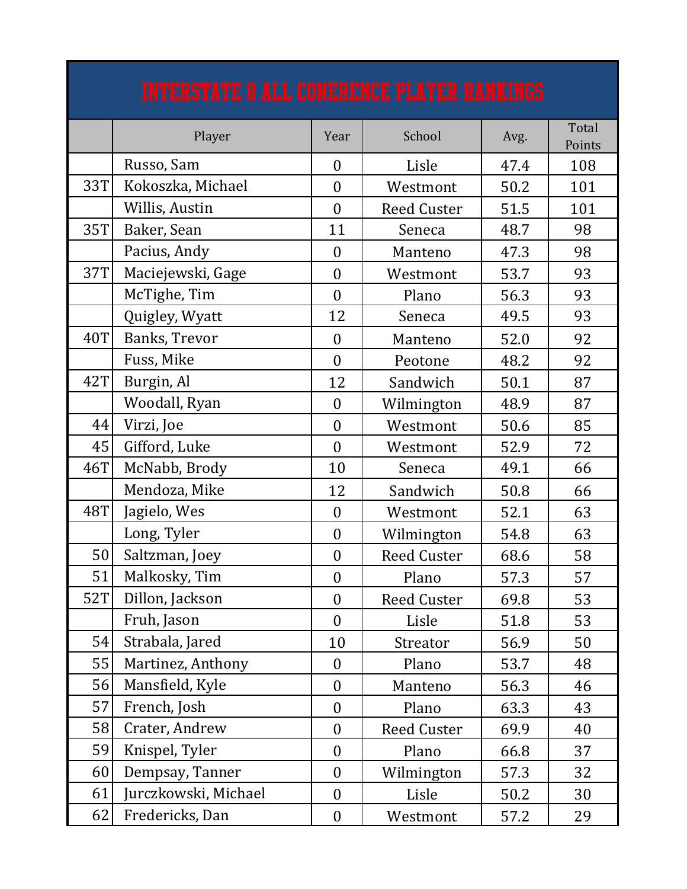| INTERSTATE 8 ALL CONERENCE PLAYER RANKINGS | | | | | |
|---|---|---|---|---|---|
| | Player | Year | School | Avg. | Total Points |
| | Russo, Sam | 0 | Lisle | 47.4 | 108 |
| 33T | Kokoszka, Michael | 0 | Westmont | 50.2 | 101 |
| | Willis, Austin | 0 | Reed Custer | 51.5 | 101 |
| 35T | Baker, Sean | 11 | Seneca | 48.7 | 98 |
| | Pacius, Andy | 0 | Manteno | 47.3 | 98 |
| 37T | Maciejewski, Gage | 0 | Westmont | 53.7 | 93 |
| | McTighe, Tim | 0 | Plano | 56.3 | 93 |
| | Quigley, Wyatt | 12 | Seneca | 49.5 | 93 |
| 40T | Banks, Trevor | 0 | Manteno | 52.0 | 92 |
| | Fuss, Mike | 0 | Peotone | 48.2 | 92 |
| 42T | Burgin, Al | 12 | Sandwich | 50.1 | 87 |
| | Woodall, Ryan | 0 | Wilmington | 48.9 | 87 |
| 44 | Virzi, Joe | 0 | Westmont | 50.6 | 85 |
| 45 | Gifford, Luke | 0 | Westmont | 52.9 | 72 |
| 46T | McNabb, Brody | 10 | Seneca | 49.1 | 66 |
| | Mendoza, Mike | 12 | Sandwich | 50.8 | 66 |
| 48T | Jagielo, Wes | 0 | Westmont | 52.1 | 63 |
| | Long, Tyler | 0 | Wilmington | 54.8 | 63 |
| 50 | Saltzman, Joey | 0 | Reed Custer | 68.6 | 58 |
| 51 | Malkosky, Tim | 0 | Plano | 57.3 | 57 |
| 52T | Dillon, Jackson | 0 | Reed Custer | 69.8 | 53 |
| | Fruh, Jason | 0 | Lisle | 51.8 | 53 |
| 54 | Strabala, Jared | 10 | Streator | 56.9 | 50 |
| 55 | Martinez, Anthony | 0 | Plano | 53.7 | 48 |
| 56 | Mansfield, Kyle | 0 | Manteno | 56.3 | 46 |
| 57 | French, Josh | 0 | Plano | 63.3 | 43 |
| 58 | Crater, Andrew | 0 | Reed Custer | 69.9 | 40 |
| 59 | Knispel, Tyler | 0 | Plano | 66.8 | 37 |
| 60 | Dempsay, Tanner | 0 | Wilmington | 57.3 | 32 |
| 61 | Jurczkowski, Michael | 0 | Lisle | 50.2 | 30 |
| 62 | Fredericks, Dan | 0 | Westmont | 57.2 | 29 |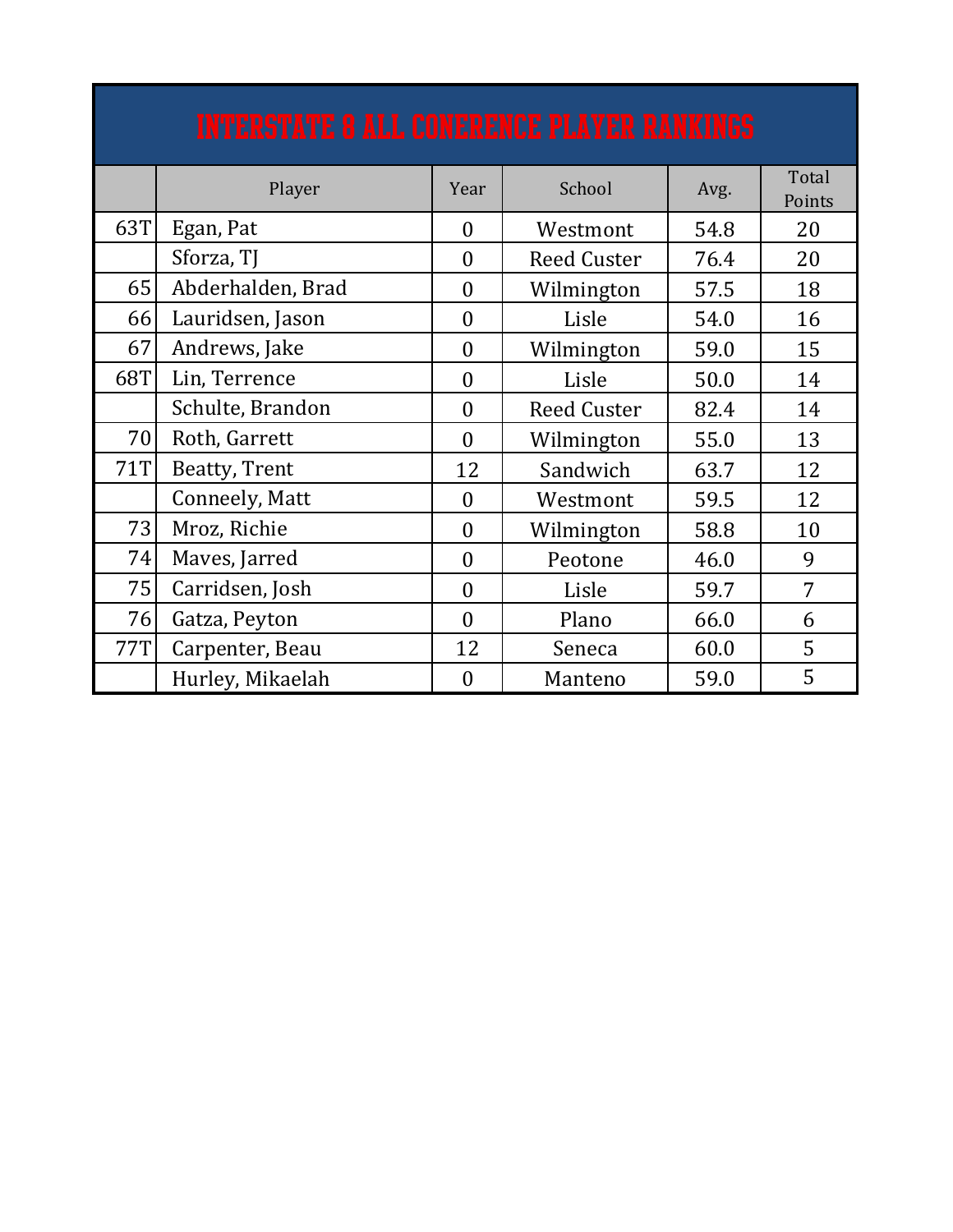| INTERSTATE 8 ALL CONERENCE PLAYER RANKINGS | | | | | |
|---|---|---|---|---|---|
| | Player | Year | School | Avg. | Total Points |
| 63T | Egan, Pat | 0 | Westmont | 54.8 | 20 |
| | Sforza, TJ | 0 | Reed Custer | 76.4 | 20 |
| 65 | Abderhalden, Brad | 0 | Wilmington | 57.5 | 18 |
| 66 | Lauridsen, Jason | 0 | Lisle | 54.0 | 16 |
| 67 | Andrews, Jake | 0 | Wilmington | 59.0 | 15 |
| 68T | Lin, Terrence | 0 | Lisle | 50.0 | 14 |
| | Schulte, Brandon | 0 | Reed Custer | 82.4 | 14 |
| 70 | Roth, Garrett | 0 | Wilmington | 55.0 | 13 |
| 71T | Beatty, Trent | 12 | Sandwich | 63.7 | 12 |
| | Conneely, Matt | 0 | Westmont | 59.5 | 12 |
| 73 | Mroz, Richie | 0 | Wilmington | 58.8 | 10 |
| 74 | Maves, Jarred | 0 | Peotone | 46.0 | 9 |
| 75 | Carridsen, Josh | 0 | Lisle | 59.7 | 7 |
| 76 | Gatza, Peyton | 0 | Plano | 66.0 | 6 |
| 77T | Carpenter, Beau | 12 | Seneca | 60.0 | 5 |
| | Hurley, Mikaelah | 0 | Manteno | 59.0 | 5 |